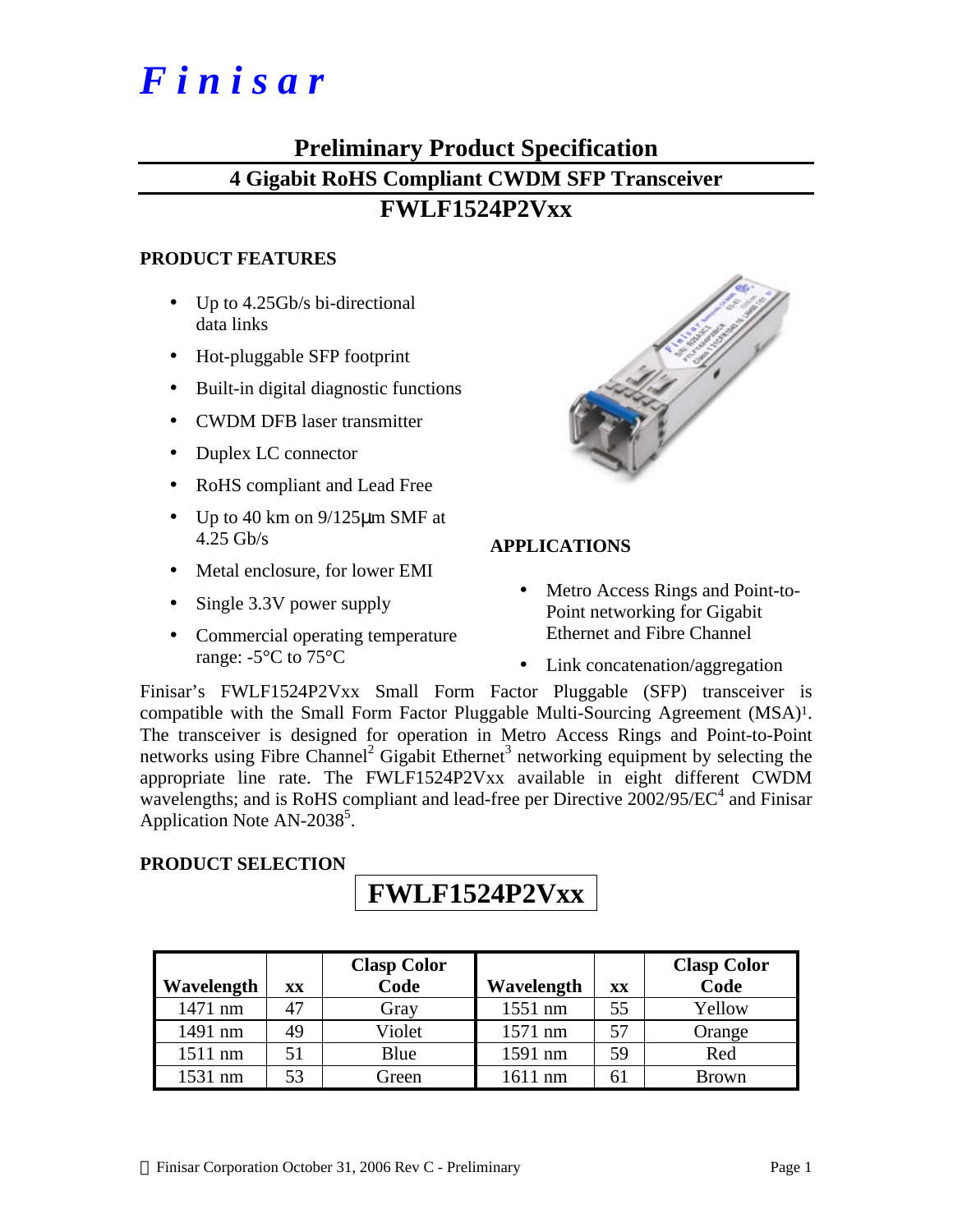# Finisar

## Preliminary Product Specification

## 4 Gigabit RoHS Compliant CWDM SFP Transceiver

## FWLF1524P2Vxx

### PRODUCT FEATURES

- Up to 4.25Gb/s bi-directional data links
- Hot-pluggable SFP footprint
- Built-in digital diagnostic functions
- CWDM DFB laser transmitter
- Duplex LC connector
- RoHS compliant and Lead Free
- Up to 40 km on 9/125μm SMF at 4.25 Gb/s
- Metal enclosure, for lower EMI
- Single 3.3V power supply
- Commercial operating temperature range: -5°C to 75°C

### APPLICATIONS

- Metro Access Rings and Point-to-Point networking for Gigabit Ethernet and Fibre Channel
- Link concatenation/aggregation

Finisar's FWLF1524P2Vxx Small Form Factor Pluggable (SFP) transceiver is compatible with the Small Form Factor Pluggable Multi-Sourcing Agreement (MSA)[1]. The transceiver is designed for operation in Metro Access Rings and Point-to-Point networks using Fibre Channel[2] Gigabit Ethernet[3] networking equipment by selecting the appropriate line rate. The FWLF1524P2Vxx available in eight different CWDM wavelengths; and is RoHS compliant and lead-free per Directive 2002/95/EC[4] and Finisar Application Note AN-2038[5].

### PRODUCT SELECTION

**FWLF1524P2Vxx**

| Wavelength | xx | Clasp Color Code | Wavelength | xx | Clasp Color Code |
|---|---|---|---|---|---|
| 1471 nm | 47 | Gray | 1551 nm | 55 | Yellow |
| 1491 nm | 49 | Violet | 1571 nm | 57 | Orange |
| 1511 nm | 51 | Blue | 1591 nm | 59 | Red |
| 1531 nm | 53 | Green | 1611 nm | 61 | Brown |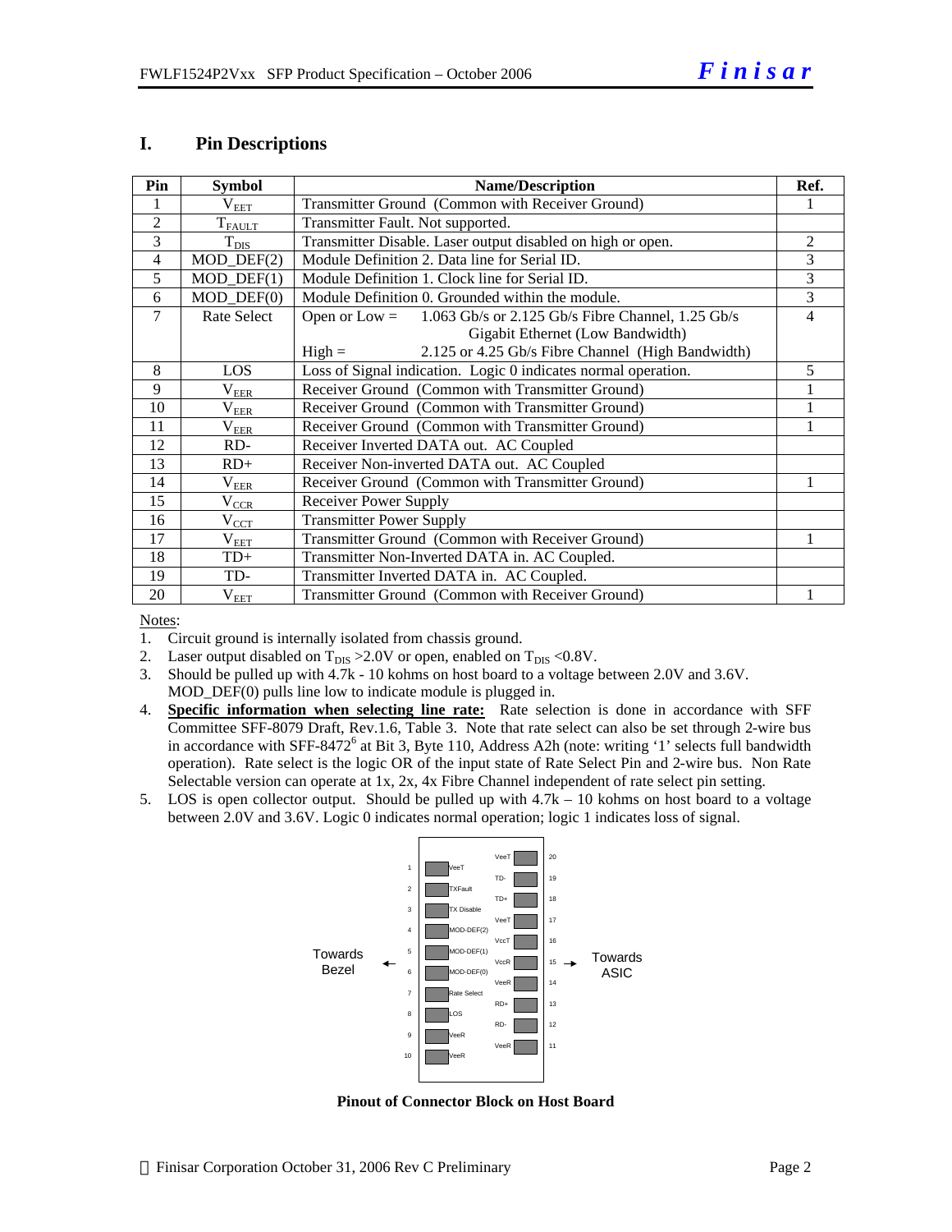## I. Pin Descriptions

| Pin | Symbol | Name/Description | Ref. |
|---|---|---|---|
| 1 | $V_{EET}$ | Transmitter Ground (Common with Receiver Ground) | 1 |
| 2 | $T_{FAULT}$ | Transmitter Fault. Not supported. | |
| 3 | $T_{DIS}$ | Transmitter Disable. Laser output disabled on high or open. | 2 |
| 4 | MOD_DEF(2) | Module Definition 2. Data line for Serial ID. | 3 |
| 5 | MOD_DEF(1) | Module Definition 1. Clock line for Serial ID. | 3 |
| 6 | MOD_DEF(0) | Module Definition 0. Grounded within the module. | 3 |
| 7 | Rate Select | Open or Low = 1.063 Gb/s or 2.125 Gb/s Fibre Channel, 1.25 Gb/s Gigabit Ethernet (Low Bandwidth)<br>High = 2.125 or 4.25 Gb/s Fibre Channel (High Bandwidth) | 4 |
| 8 | LOS | Loss of Signal indication. Logic 0 indicates normal operation. | 5 |
| 9 | $V_{EER}$ | Receiver Ground (Common with Transmitter Ground) | 1 |
| 10 | $V_{EER}$ | Receiver Ground (Common with Transmitter Ground) | 1 |
| 11 | $V_{EER}$ | Receiver Ground (Common with Transmitter Ground) | 1 |
| 12 | RD- | Receiver Inverted DATA out. AC Coupled | |
| 13 | RD+ | Receiver Non-inverted DATA out. AC Coupled | |
| 14 | $V_{EER}$ | Receiver Ground (Common with Transmitter Ground) | 1 |
| 15 | $V_{CCR}$ | Receiver Power Supply | |
| 16 | $V_{CCT}$ | Transmitter Power Supply | |
| 17 | $V_{EET}$ | Transmitter Ground (Common with Receiver Ground) | 1 |
| 18 | TD+ | Transmitter Non-Inverted DATA in. AC Coupled. | |
| 19 | TD- | Transmitter Inverted DATA in. AC Coupled. | |
| 20 | $V_{EET}$ | Transmitter Ground (Common with Receiver Ground) | 1 |

Notes:

1. Circuit ground is internally isolated from chassis ground.
2. Laser output disabled on $T_{DIS}$ >2.0V or open, enabled on $T_{DIS}$ <0.8V.
3. Should be pulled up with 4.7k - 10 kohms on host board to a voltage between 2.0V and 3.6V. MOD_DEF(0) pulls line low to indicate module is plugged in.
4. **Specific information when selecting line rate:** Rate selection is done in accordance with SFF Committee SFF-8079 Draft, Rev.1.6, Table 3. Note that rate select can also be set through 2-wire bus in accordance with SFF-8472[6] at Bit 3, Byte 110, Address A2h (note: writing '1' selects full bandwidth operation). Rate select is the logic OR of the input state of Rate Select Pin and 2-wire bus. Non Rate Selectable version can operate at 1x, 2x, 4x Fibre Channel independent of rate select pin setting.
5. LOS is open collector output. Should be pulled up with 4.7k – 10 kohms on host board to a voltage between 2.0V and 3.6V. Logic 0 indicates normal operation; logic 1 indicates loss of signal.

| Pin | Signal | Signal | Pin |
|---|---|---|---|
| 1 | VeeT | VeeT | 20 |
| 2 | TXFault | TD- | 19 |
| 3 | TX Disable | TD+ | 18 |
| 4 | MOD-DEF(2) | VeeT | 17 |
| 5 | MOD-DEF(1) | VccT | 16 |
| 6 | MOD-DEF(0) | VccR | 15 |
| 7 | Rate Select | VeeR | 14 |
| 8 | LOS | RD+ | 13 |
| 9 | VeeR | RD- | 12 |
| 10 | VeeR | VeeR | 11 |

Towards Bezel ← (pins 1–10) | (pins 11–20) → Towards ASIC

**Pinout of Connector Block on Host Board**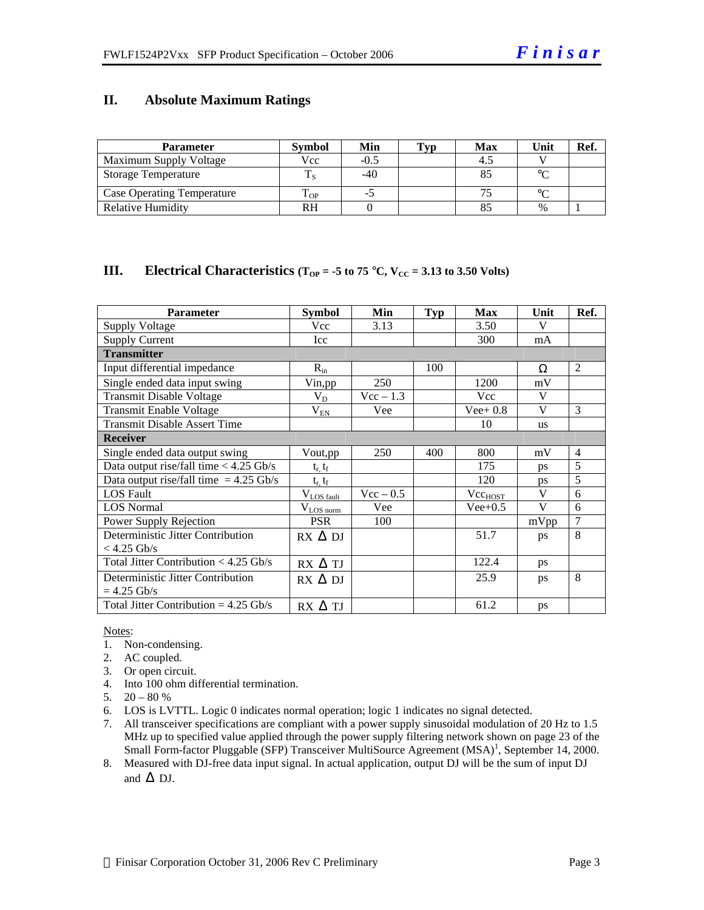## II. Absolute Maximum Ratings

| Parameter | Symbol | Min | Typ | Max | Unit | Ref. |
|---|---|---|---|---|---|---|
| Maximum Supply Voltage | Vcc | -0.5 | | 4.5 | V | |
| Storage Temperature | $T_S$ | -40 | | 85 | °C | |
| Case Operating Temperature | $T_{OP}$ | -5 | | 75 | °C | |
| Relative Humidity | RH | 0 | | 85 | % | 1 |

## III. Electrical Characteristics ($T_{OP}$ = -5 to 75 °C, $V_{CC}$ = 3.13 to 3.50 Volts)

| Parameter | Symbol | Min | Typ | Max | Unit | Ref. |
|---|---|---|---|---|---|---|
| Supply Voltage | Vcc | 3.13 | | 3.50 | V | |
| Supply Current | Icc | | | 300 | mA | |
| **Transmitter** | | | | | | |
| Input differential impedance | $R_{in}$ | | 100 | | Ω | 2 |
| Single ended data input swing | Vin,pp | 250 | | 1200 | mV | |
| Transmit Disable Voltage | $V_D$ | Vcc – 1.3 | | Vcc | V | |
| Transmit Enable Voltage | $V_{EN}$ | Vee | | Vee+ 0.8 | V | 3 |
| Transmit Disable Assert Time | | | | 10 | us | |
| **Receiver** | | | | | | |
| Single ended data output swing | Vout,pp | 250 | 400 | 800 | mV | 4 |
| Data output rise/fall time < 4.25 Gb/s | $t_r, t_f$ | | | 175 | ps | 5 |
| Data output rise/fall time = 4.25 Gb/s | $t_r, t_f$ | | | 120 | ps | 5 |
| LOS Fault | $V_{LOS\ fault}$ | Vcc – 0.5 | | $Vcc_{HOST}$ | V | 6 |
| LOS Normal | $V_{LOS\ norm}$ | Vee | | Vee+0.5 | V | 6 |
| Power Supply Rejection | PSR | 100 | | | mVpp | 7 |
| Deterministic Jitter Contribution < 4.25 Gb/s | RX Δ DJ | | | 51.7 | ps | 8 |
| Total Jitter Contribution < 4.25 Gb/s | RX Δ TJ | | | 122.4 | ps | |
| Deterministic Jitter Contribution = 4.25 Gb/s | RX Δ DJ | | | 25.9 | ps | 8 |
| Total Jitter Contribution = 4.25 Gb/s | RX Δ TJ | | | 61.2 | ps | |

Notes:

1. Non-condensing.
2. AC coupled.
3. Or open circuit.
4. Into 100 ohm differential termination.
5. 20 – 80 %
6. LOS is LVTTL. Logic 0 indicates normal operation; logic 1 indicates no signal detected.
7. All transceiver specifications are compliant with a power supply sinusoidal modulation of 20 Hz to 1.5 MHz up to specified value applied through the power supply filtering network shown on page 23 of the Small Form-factor Pluggable (SFP) Transceiver MultiSource Agreement (MSA)[1], September 14, 2000.
8. Measured with DJ-free data input signal. In actual application, output DJ will be the sum of input DJ and Δ DJ.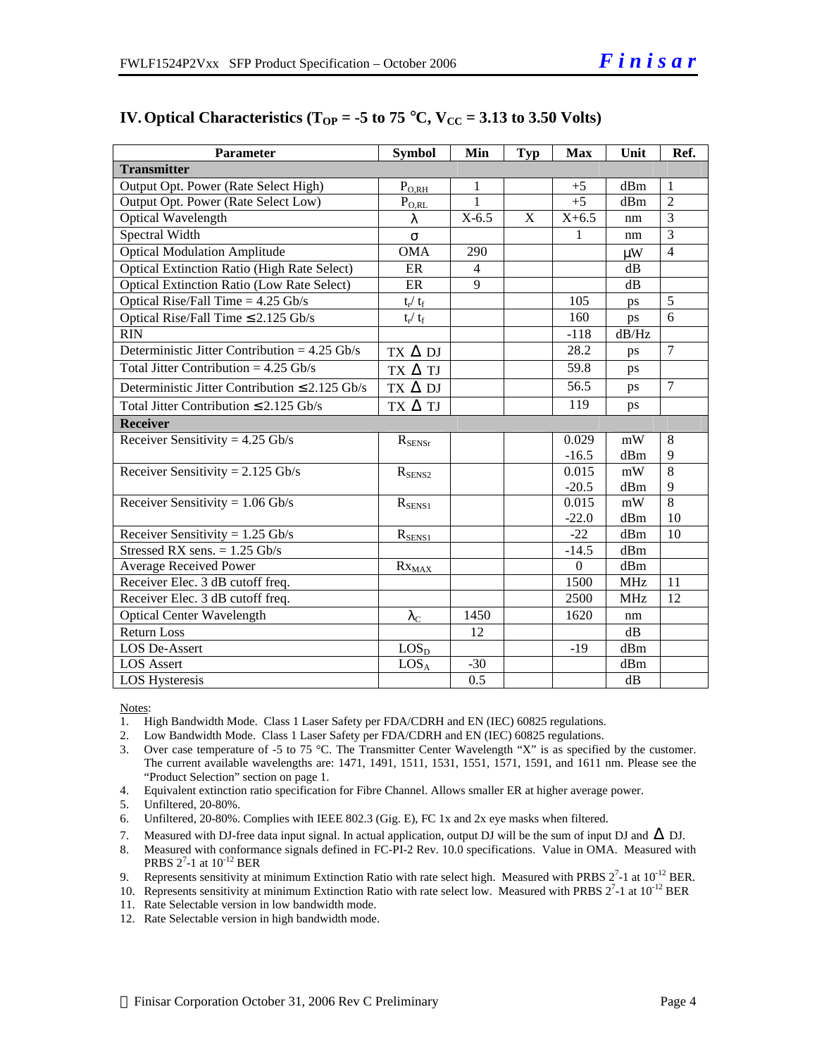## IV. Optical Characteristics ($T_{OP}$ = -5 to 75 °C, $V_{CC}$ = 3.13 to 3.50 Volts)

| Parameter | Symbol | Min | Typ | Max | Unit | Ref. |
|---|---|---|---|---|---|---|
| **Transmitter** | | | | | | |
| Output Opt. Power (Rate Select High) | $P_{O,RH}$ | 1 | | +5 | dBm | 1 |
| Output Opt. Power (Rate Select Low) | $P_{O,RL}$ | 1 | | +5 | dBm | 2 |
| Optical Wavelength | $\lambda$ | X-6.5 | X | X+6.5 | nm | 3 |
| Spectral Width | $\sigma$ | | | 1 | nm | 3 |
| Optical Modulation Amplitude | OMA | 290 | | | μW | 4 |
| Optical Extinction Ratio (High Rate Select) | ER | 4 | | | dB | |
| Optical Extinction Ratio (Low Rate Select) | ER | 9 | | | dB | |
| Optical Rise/Fall Time = 4.25 Gb/s | $t_r$/ $t_f$ | | | 105 | ps | 5 |
| Optical Rise/Fall Time ≤ 2.125 Gb/s | $t_r$/ $t_f$ | | | 160 | ps | 6 |
| RIN | | | | -118 | dB/Hz | |
| Deterministic Jitter Contribution = 4.25 Gb/s | TX Δ DJ | | | 28.2 | ps | 7 |
| Total Jitter Contribution = 4.25 Gb/s | TX Δ TJ | | | 59.8 | ps | |
| Deterministic Jitter Contribution ≤ 2.125 Gb/s | TX Δ DJ | | | 56.5 | ps | 7 |
| Total Jitter Contribution ≤ 2.125 Gb/s | TX Δ TJ | | | 119 | ps | |
| **Receiver** | | | | | | |
| Receiver Sensitivity = 4.25 Gb/s | $R_{SENSr}$ | | | 0.029<br>-16.5 | mW<br>dBm | 8<br>9 |
| Receiver Sensitivity = 2.125 Gb/s | $R_{SENS2}$ | | | 0.015<br>-20.5 | mW<br>dBm | 8<br>9 |
| Receiver Sensitivity = 1.06 Gb/s | $R_{SENS1}$ | | | 0.015<br>-22.0 | mW<br>dBm | 8<br>10 |
| Receiver Sensitivity = 1.25 Gb/s | $R_{SENS1}$ | | | -22 | dBm | 10 |
| Stressed RX sens. = 1.25 Gb/s | | | | -14.5 | dBm | |
| Average Received Power | $Rx_{MAX}$ | | | 0 | dBm | |
| Receiver Elec. 3 dB cutoff freq. | | | | 1500 | MHz | 11 |
| Receiver Elec. 3 dB cutoff freq. | | | | 2500 | MHz | 12 |
| Optical Center Wavelength | $\lambda_C$ | 1450 | | 1620 | nm | |
| Return Loss | | 12 | | | dB | |
| LOS De-Assert | $LOS_D$ | | | -19 | dBm | |
| LOS Assert | $LOS_A$ | -30 | | | dBm | |
| LOS Hysteresis | | 0.5 | | | dB | |

Notes:

1. High Bandwidth Mode. Class 1 Laser Safety per FDA/CDRH and EN (IEC) 60825 regulations.
2. Low Bandwidth Mode. Class 1 Laser Safety per FDA/CDRH and EN (IEC) 60825 regulations.
3. Over case temperature of -5 to 75 °C. The Transmitter Center Wavelength "X" is as specified by the customer. The current available wavelengths are: 1471, 1491, 1511, 1531, 1551, 1571, 1591, and 1611 nm. Please see the "Product Selection" section on page 1.
4. Equivalent extinction ratio specification for Fibre Channel. Allows smaller ER at higher average power.
5. Unfiltered, 20-80%.
6. Unfiltered, 20-80%. Complies with IEEE 802.3 (Gig. E), FC 1x and 2x eye masks when filtered.
7. Measured with DJ-free data input signal. In actual application, output DJ will be the sum of input DJ and Δ DJ.
8. Measured with conformance signals defined in FC-PI-2 Rev. 10.0 specifications. Value in OMA. Measured with PRBS $2^7$-1 at $10^{-12}$ BER
9. Represents sensitivity at minimum Extinction Ratio with rate select high. Measured with PRBS $2^7$-1 at $10^{-12}$ BER.
10. Represents sensitivity at minimum Extinction Ratio with rate select low. Measured with PRBS $2^7$-1 at $10^{-12}$ BER
11. Rate Selectable version in low bandwidth mode.
12. Rate Selectable version in high bandwidth mode.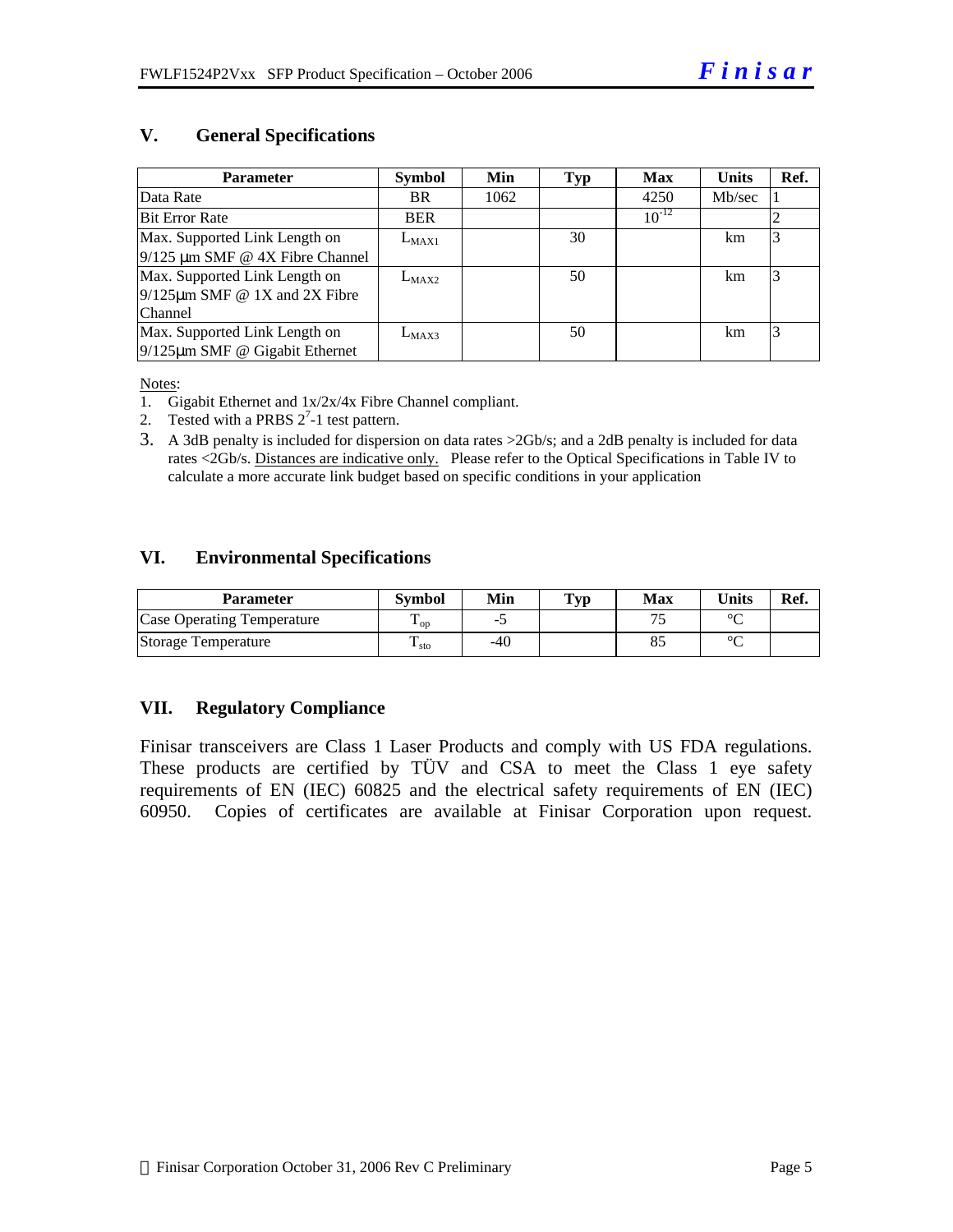## V. General Specifications

| Parameter | Symbol | Min | Typ | Max | Units | Ref. |
|---|---|---|---|---|---|---|
| Data Rate | BR | 1062 | | 4250 | Mb/sec | 1 |
| Bit Error Rate | BER | | | $10^{-12}$ | | 2 |
| Max. Supported Link Length on 9/125 µm SMF @ 4X Fibre Channel | $L_{MAX1}$ | | 30 | | km | 3 |
| Max. Supported Link Length on 9/125µm SMF @ 1X and 2X Fibre Channel | $L_{MAX2}$ | | 50 | | km | 3 |
| Max. Supported Link Length on 9/125µm SMF @ Gigabit Ethernet | $L_{MAX3}$ | | 50 | | km | 3 |

Notes:

1. Gigabit Ethernet and 1x/2x/4x Fibre Channel compliant.
2. Tested with a PRBS $2^7$-1 test pattern.
3. A 3dB penalty is included for dispersion on data rates >2Gb/s; and a 2dB penalty is included for data rates <2Gb/s. Distances are indicative only. Please refer to the Optical Specifications in Table IV to calculate a more accurate link budget based on specific conditions in your application

## VI. Environmental Specifications

| Parameter | Symbol | Min | Typ | Max | Units | Ref. |
|---|---|---|---|---|---|---|
| Case Operating Temperature | $T_{op}$ | -5 | | 75 | °C | |
| Storage Temperature | $T_{sto}$ | -40 | | 85 | °C | |

## VII. Regulatory Compliance

Finisar transceivers are Class 1 Laser Products and comply with US FDA regulations. These products are certified by TÜV and CSA to meet the Class 1 eye safety requirements of EN (IEC) 60825 and the electrical safety requirements of EN (IEC) 60950. Copies of certificates are available at Finisar Corporation upon request.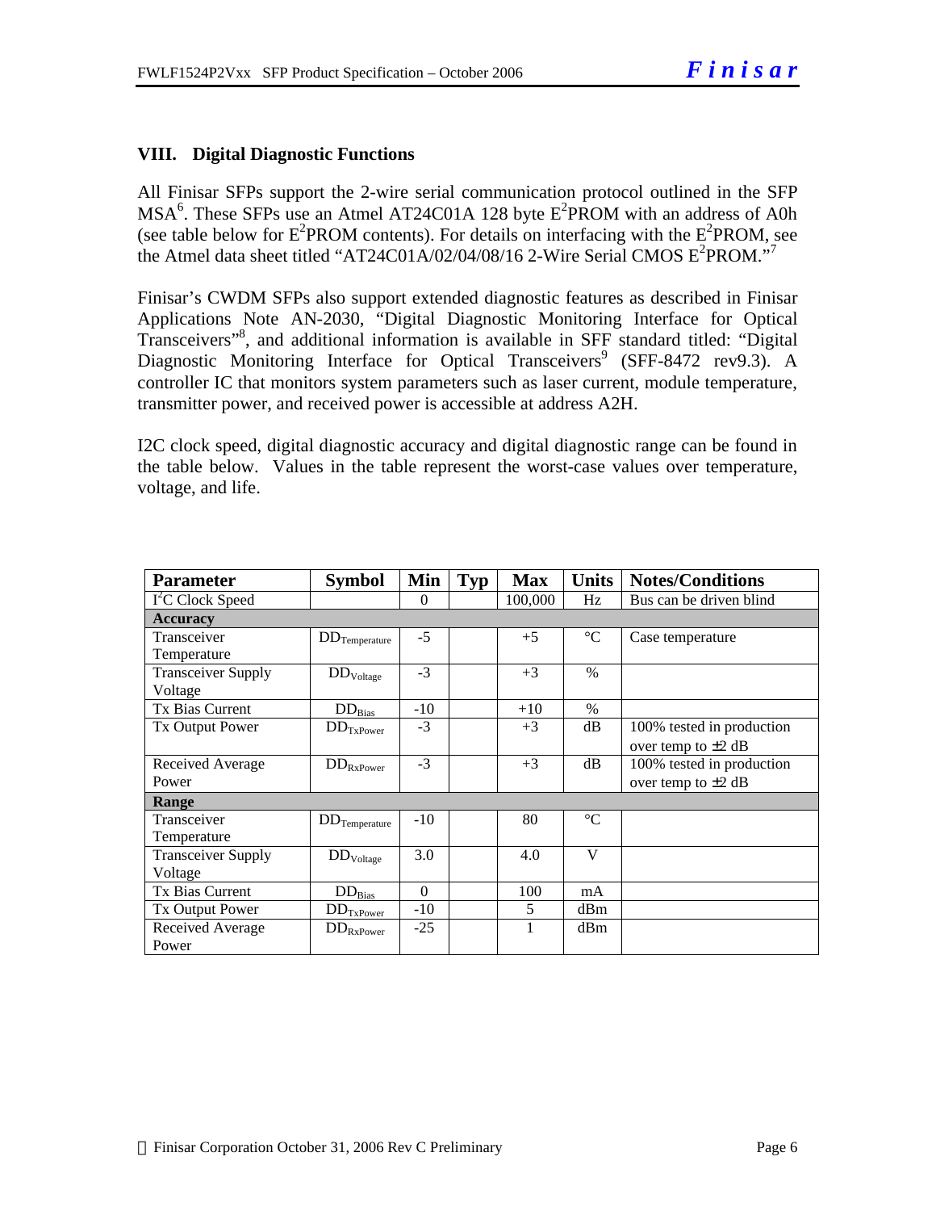## VIII. Digital Diagnostic Functions

All Finisar SFPs support the 2-wire serial communication protocol outlined in the SFP MSA[6]. These SFPs use an Atmel AT24C01A 128 byte $E^2$PROM with an address of A0h (see table below for $E^2$PROM contents). For details on interfacing with the $E^2$PROM, see the Atmel data sheet titled "AT24C01A/02/04/08/16 2-Wire Serial CMOS $E^2$PROM."[7]

Finisar's CWDM SFPs also support extended diagnostic features as described in Finisar Applications Note AN-2030, "Digital Diagnostic Monitoring Interface for Optical Transceivers"[8], and additional information is available in SFF standard titled: "Digital Diagnostic Monitoring Interface for Optical Transceivers[9] (SFF-8472 rev9.3). A controller IC that monitors system parameters such as laser current, module temperature, transmitter power, and received power is accessible at address A2H.

I2C clock speed, digital diagnostic accuracy and digital diagnostic range can be found in the table below. Values in the table represent the worst-case values over temperature, voltage, and life.

| Parameter | Symbol | Min | Typ | Max | Units | Notes/Conditions |
|---|---|---|---|---|---|---|
| $I^2C$ Clock Speed | | 0 | | 100,000 | Hz | Bus can be driven blind |
| **Accuracy** | | | | | | |
| Transceiver Temperature | $DD_{Temperature}$ | -5 | | +5 | °C | Case temperature |
| Transceiver Supply Voltage | $DD_{Voltage}$ | -3 | | +3 | % | |
| Tx Bias Current | $DD_{Bias}$ | -10 | | +10 | % | |
| Tx Output Power | $DD_{TxPower}$ | -3 | | +3 | dB | 100% tested in production over temp to ±2 dB |
| Received Average Power | $DD_{RxPower}$ | -3 | | +3 | dB | 100% tested in production over temp to ±2 dB |
| **Range** | | | | | | |
| Transceiver Temperature | $DD_{Temperature}$ | -10 | | 80 | °C | |
| Transceiver Supply Voltage | $DD_{Voltage}$ | 3.0 | | 4.0 | V | |
| Tx Bias Current | $DD_{Bias}$ | 0 | | 100 | mA | |
| Tx Output Power | $DD_{TxPower}$ | -10 | | 5 | dBm | |
| Received Average Power | $DD_{RxPower}$ | -25 | | 1 | dBm | |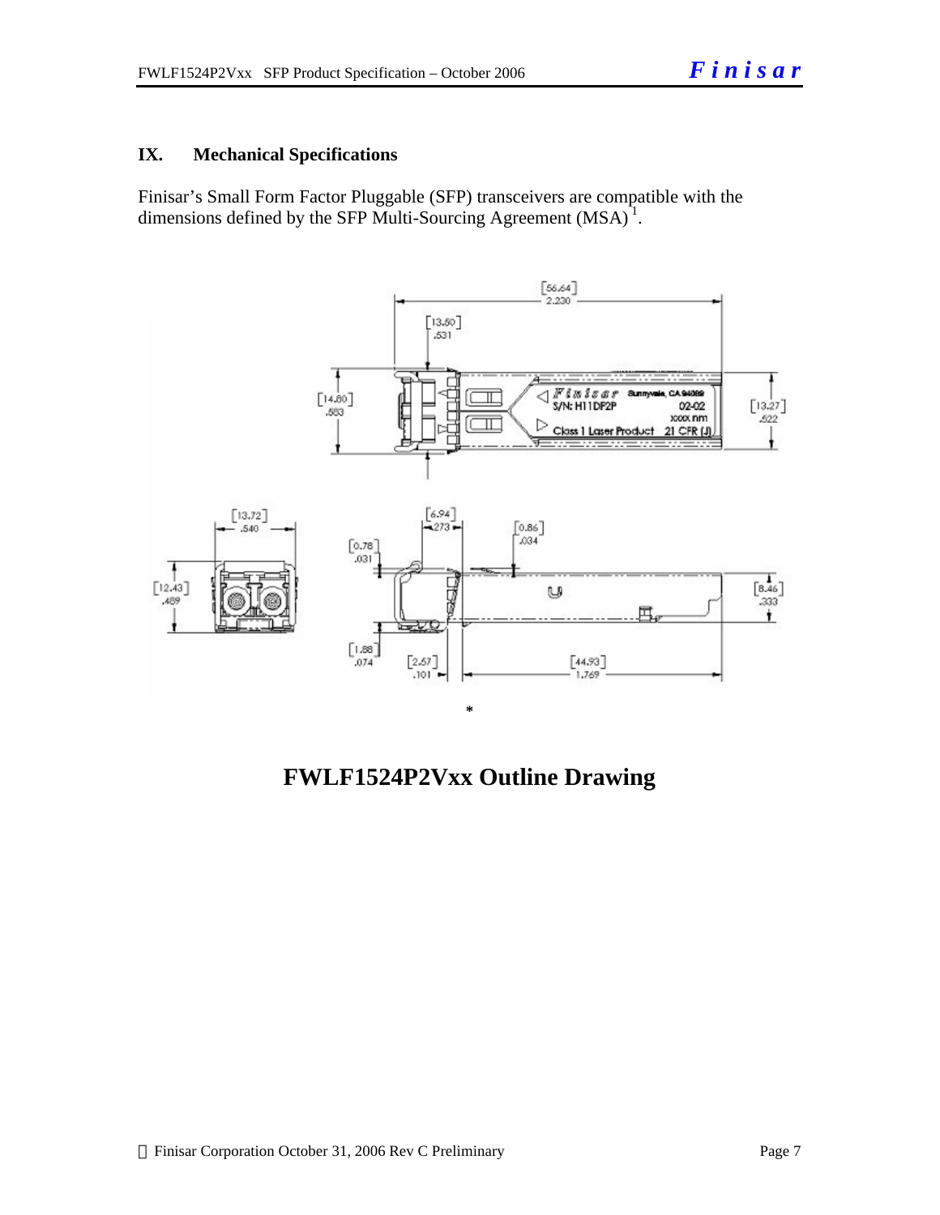## IX. Mechanical Specifications

Finisar's Small Form Factor Pluggable (SFP) transceivers are compatible with the dimensions defined by the SFP Multi-Sourcing Agreement (MSA) [1].

*

**FWLF1524P2Vxx Outline Drawing**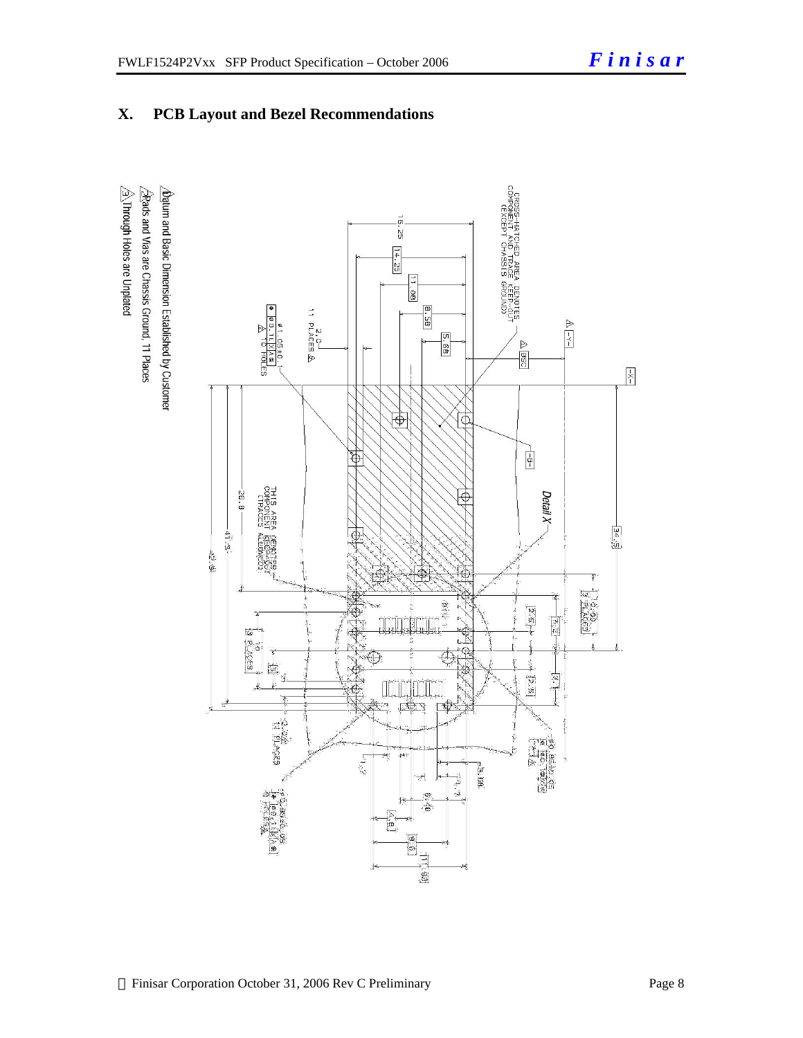## X. PCB Layout and Bezel Recommendations

1. Datum and Basic Dimension Established by Customer
2. Pads and Vias are Chassis Ground, 11 Places
3. Through Holes are Unplated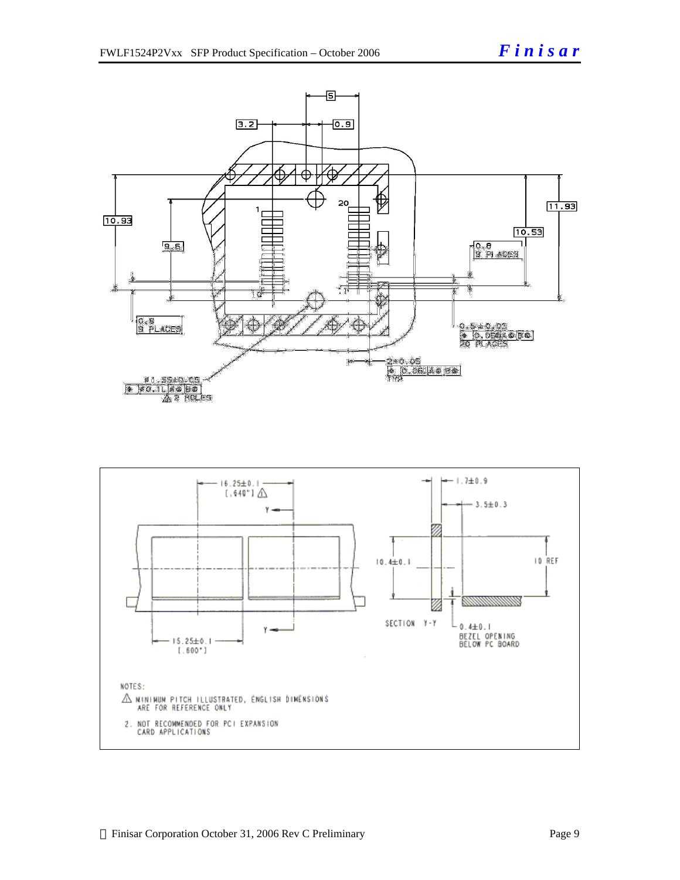NOTES:

⚠ MINIMUM PITCH ILLUSTRATED, ENGLISH DIMENSIONS ARE FOR REFERENCE ONLY

2. NOT RECOMMENDED FOR PCI EXPANSION CARD APPLICATIONS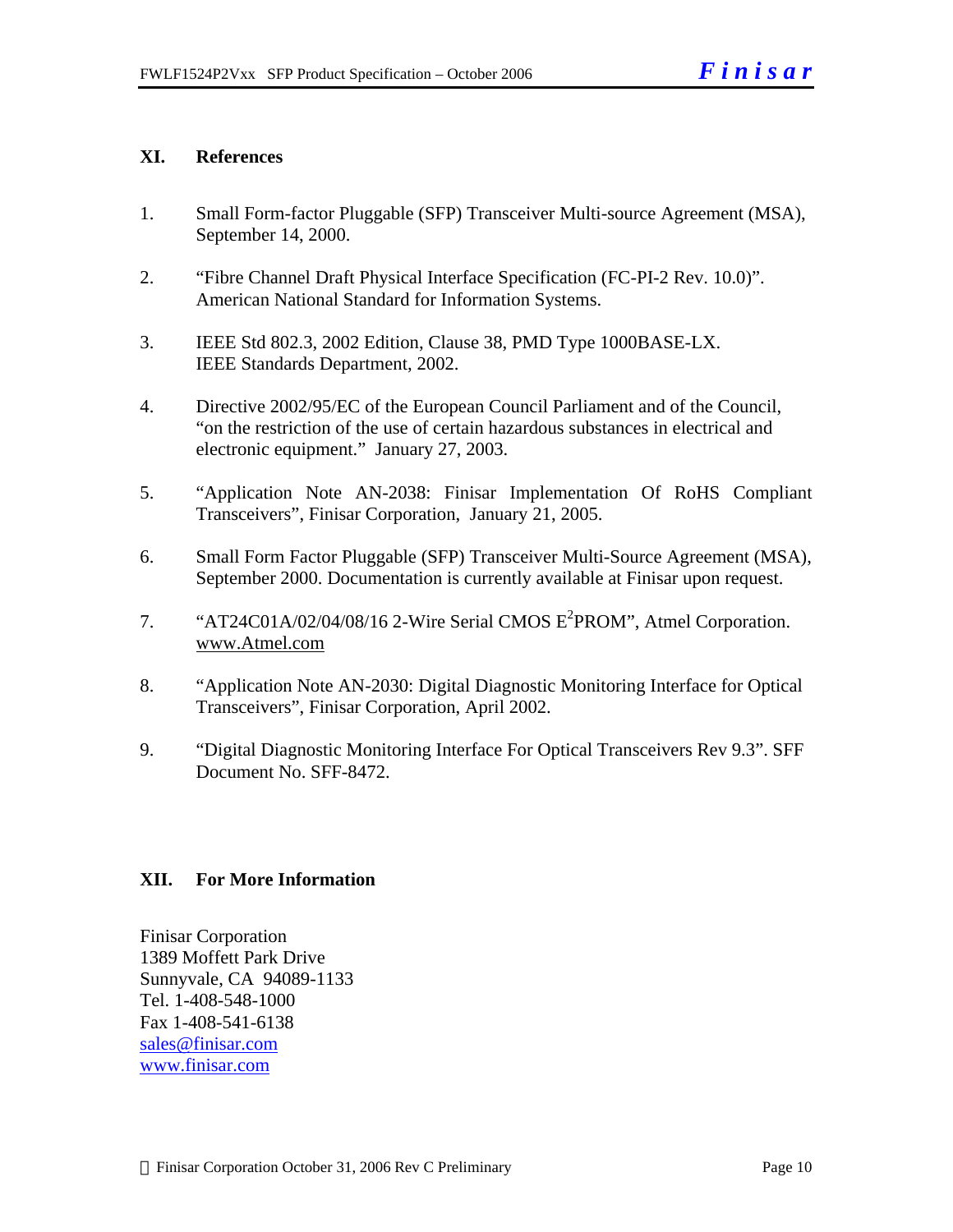## XI. References

1. Small Form-factor Pluggable (SFP) Transceiver Multi-source Agreement (MSA), September 14, 2000.

2. "Fibre Channel Draft Physical Interface Specification (FC-PI-2 Rev. 10.0)". American National Standard for Information Systems.

3. IEEE Std 802.3, 2002 Edition, Clause 38, PMD Type 1000BASE-LX. IEEE Standards Department, 2002.

4. Directive 2002/95/EC of the European Council Parliament and of the Council, "on the restriction of the use of certain hazardous substances in electrical and electronic equipment." January 27, 2003.

5. "Application Note AN-2038: Finisar Implementation Of RoHS Compliant Transceivers", Finisar Corporation, January 21, 2005.

6. Small Form Factor Pluggable (SFP) Transceiver Multi-Source Agreement (MSA), September 2000. Documentation is currently available at Finisar upon request.

7. "AT24C01A/02/04/08/16 2-Wire Serial CMOS $E^2$PROM", Atmel Corporation. www.Atmel.com

8. "Application Note AN-2030: Digital Diagnostic Monitoring Interface for Optical Transceivers", Finisar Corporation, April 2002.

9. "Digital Diagnostic Monitoring Interface For Optical Transceivers Rev 9.3". SFF Document No. SFF-8472.

## XII. For More Information

Finisar Corporation
1389 Moffett Park Drive
Sunnyvale, CA 94089-1133
Tel. 1-408-548-1000
Fax 1-408-541-6138
sales@finisar.com
www.finisar.com